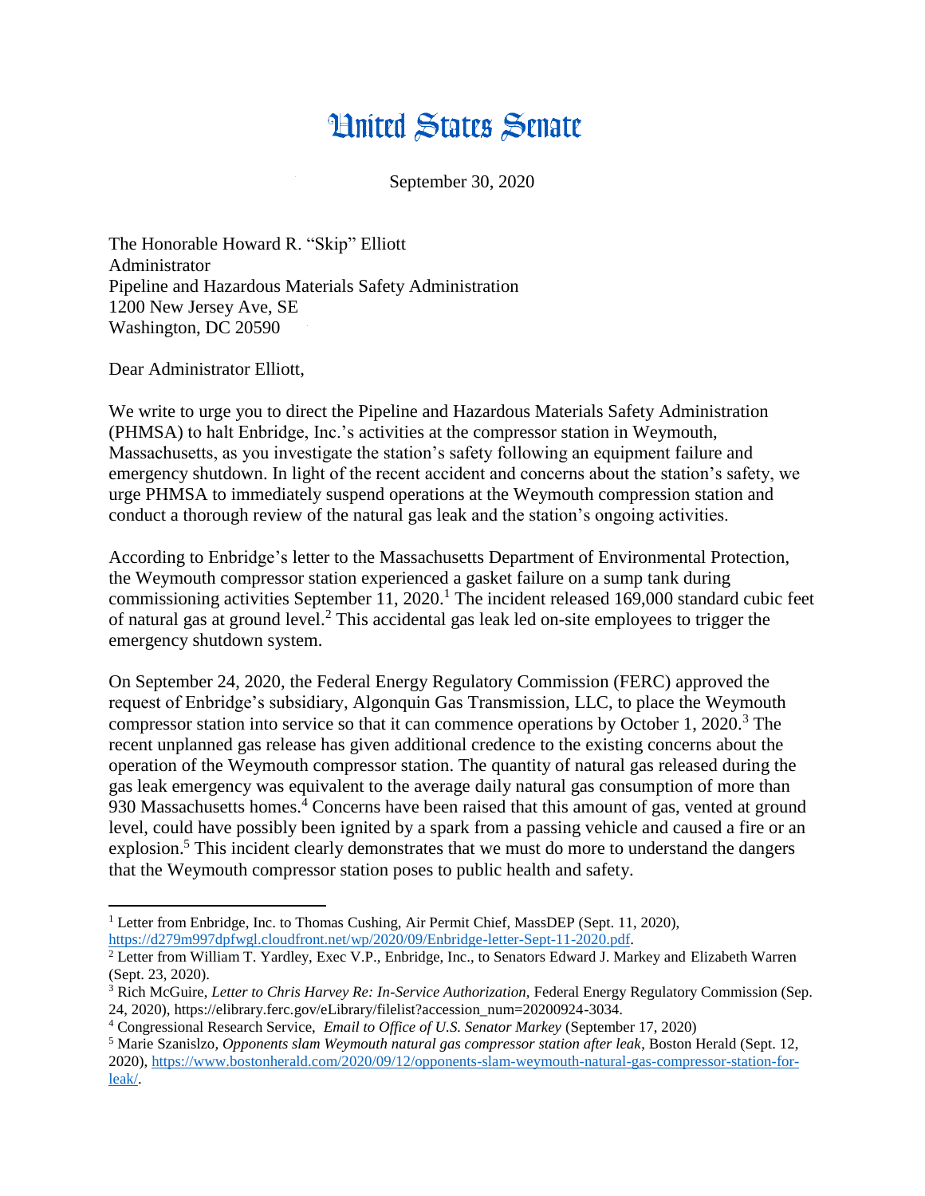# United States Senate

September 30, 2020

The Honorable Howard R. "Skip" Elliott
Administrator
Pipeline and Hazardous Materials Safety Administration
1200 New Jersey Ave, SE
Washington, DC 20590

Dear Administrator Elliott,

We write to urge you to direct the Pipeline and Hazardous Materials Safety Administration (PHMSA) to halt Enbridge, Inc.'s activities at the compressor station in Weymouth, Massachusetts, as you investigate the station's safety following an equipment failure and emergency shutdown. In light of the recent accident and concerns about the station's safety, we urge PHMSA to immediately suspend operations at the Weymouth compression station and conduct a thorough review of the natural gas leak and the station's ongoing activities.

According to Enbridge's letter to the Massachusetts Department of Environmental Protection, the Weymouth compressor station experienced a gasket failure on a sump tank during commissioning activities September 11, 2020.[1] The incident released 169,000 standard cubic feet of natural gas at ground level.[2] This accidental gas leak led on-site employees to trigger the emergency shutdown system.

On September 24, 2020, the Federal Energy Regulatory Commission (FERC) approved the request of Enbridge's subsidiary, Algonquin Gas Transmission, LLC, to place the Weymouth compressor station into service so that it can commence operations by October 1, 2020.[3] The recent unplanned gas release has given additional credence to the existing concerns about the operation of the Weymouth compressor station. The quantity of natural gas released during the gas leak emergency was equivalent to the average daily natural gas consumption of more than 930 Massachusetts homes.[4] Concerns have been raised that this amount of gas, vented at ground level, could have possibly been ignited by a spark from a passing vehicle and caused a fire or an explosion.[5] This incident clearly demonstrates that we must do more to understand the dangers that the Weymouth compressor station poses to public health and safety.

---

[1] Letter from Enbridge, Inc. to Thomas Cushing, Air Permit Chief, MassDEP (Sept. 11, 2020), https://d279m997dpfwgl.cloudfront.net/wp/2020/09/Enbridge-letter-Sept-11-2020.pdf.

[2] Letter from William T. Yardley, Exec V.P., Enbridge, Inc., to Senators Edward J. Markey and Elizabeth Warren (Sept. 23, 2020).

[3] Rich McGuire, *Letter to Chris Harvey Re: In-Service Authorization,* Federal Energy Regulatory Commission (Sep. 24, 2020), https://elibrary.ferc.gov/eLibrary/filelist?accession_num=20200924-3034.

[4] Congressional Research Service, *Email to Office of U.S. Senator Markey* (September 17, 2020)

[5] Marie Szanislzo, *Opponents slam Weymouth natural gas compressor station after leak*, Boston Herald (Sept. 12, 2020), https://www.bostonherald.com/2020/09/12/opponents-slam-weymouth-natural-gas-compressor-station-for-leak/.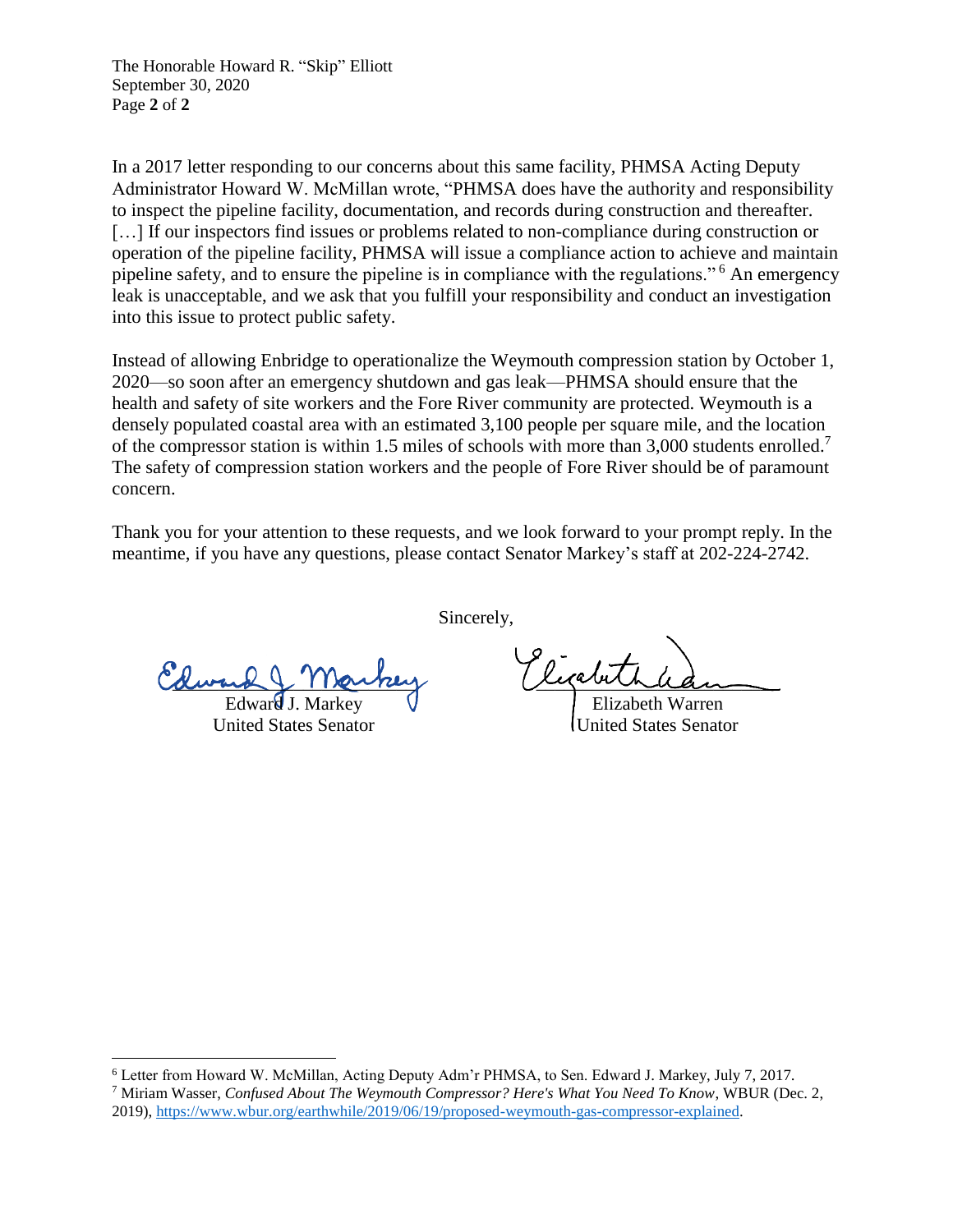In a 2017 letter responding to our concerns about this same facility, PHMSA Acting Deputy Administrator Howard W. McMillan wrote, "PHMSA does have the authority and responsibility to inspect the pipeline facility, documentation, and records during construction and thereafter. […] If our inspectors find issues or problems related to non-compliance during construction or operation of the pipeline facility, PHMSA will issue a compliance action to achieve and maintain pipeline safety, and to ensure the pipeline is in compliance with the regulations." [6] An emergency leak is unacceptable, and we ask that you fulfill your responsibility and conduct an investigation into this issue to protect public safety.

Instead of allowing Enbridge to operationalize the Weymouth compression station by October 1, 2020—so soon after an emergency shutdown and gas leak—PHMSA should ensure that the health and safety of site workers and the Fore River community are protected. Weymouth is a densely populated coastal area with an estimated 3,100 people per square mile, and the location of the compressor station is within 1.5 miles of schools with more than 3,000 students enrolled.[7] The safety of compression station workers and the people of Fore River should be of paramount concern.

Thank you for your attention to these requests, and we look forward to your prompt reply. In the meantime, if you have any questions, please contact Senator Markey's staff at 202-224-2742.

Sincerely,

Edward J. Markey
United States Senator

Elizabeth Warren
United States Senator

---

[6] Letter from Howard W. McMillan, Acting Deputy Adm'r PHMSA, to Sen. Edward J. Markey, July 7, 2017.

[7] Miriam Wasser, *Confused About The Weymouth Compressor? Here's What You Need To Know*, WBUR (Dec. 2, 2019), https://www.wbur.org/earthwhile/2019/06/19/proposed-weymouth-gas-compressor-explained.